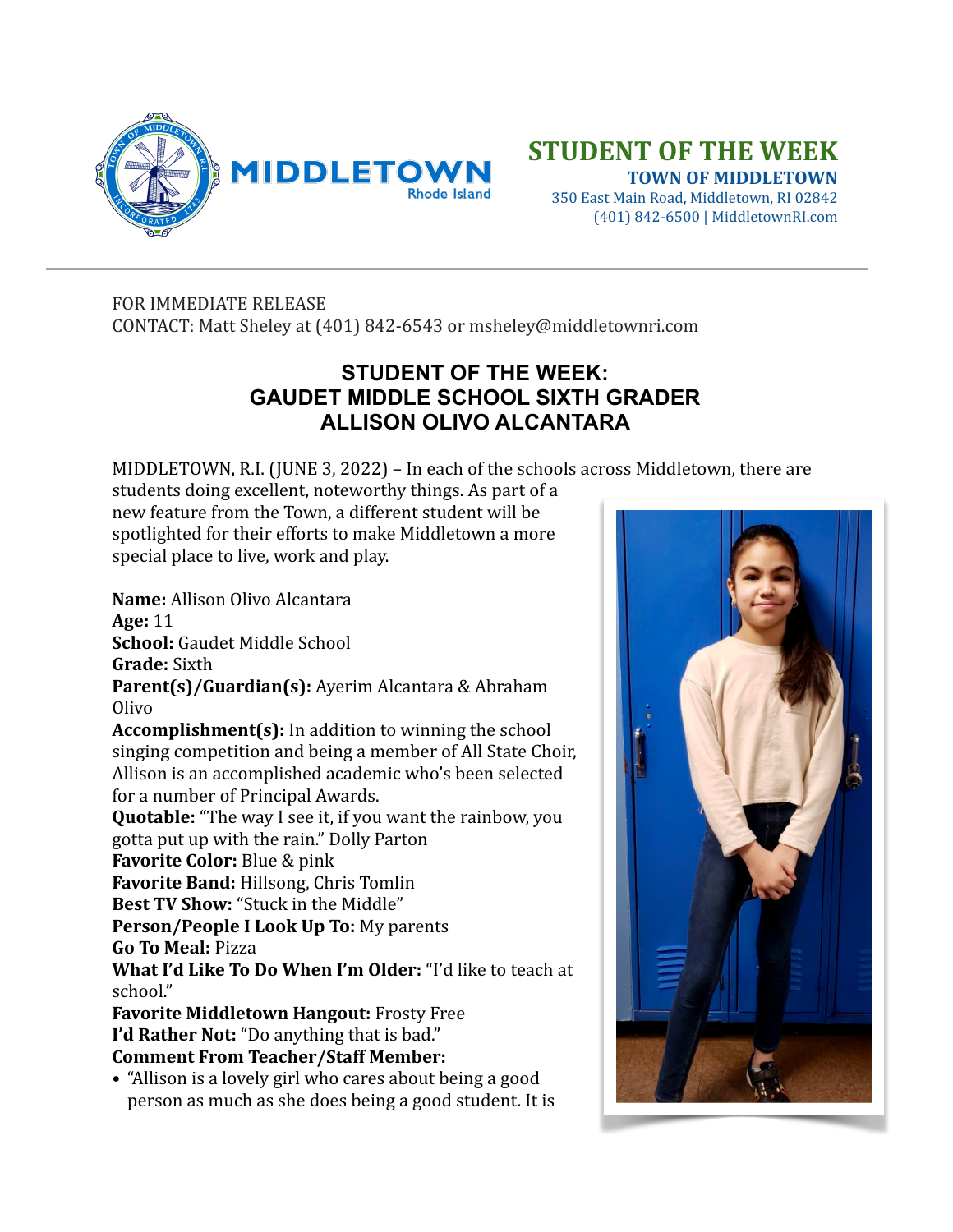MIDDLETOWN Rhode Island

# STUDENT OF THE WEEK

**TOWN OF MIDDLETOWN**
350 East Main Road, Middletown, RI 02842
(401) 842-6500 | MiddletownRI.com

FOR IMMEDIATE RELEASE
CONTACT: Matt Sheley at (401) 842-6543 or msheley@middletownri.com

## STUDENT OF THE WEEK: GAUDET MIDDLE SCHOOL SIXTH GRADER ALLISON OLIVO ALCANTARA

MIDDLETOWN, R.I. (JUNE 3, 2022) – In each of the schools across Middletown, there are students doing excellent, noteworthy things. As part of a new feature from the Town, a different student will be spotlighted for their efforts to make Middletown a more special place to live, work and play.

**Name:** Allison Olivo Alcantara
**Age:** 11
**School:** Gaudet Middle School
**Grade:** Sixth
**Parent(s)/Guardian(s):** Ayerim Alcantara & Abraham Olivo
**Accomplishment(s):** In addition to winning the school singing competition and being a member of All State Choir, Allison is an accomplished academic who's been selected for a number of Principal Awards.
**Quotable:** "The way I see it, if you want the rainbow, you gotta put up with the rain." Dolly Parton
**Favorite Color:** Blue & pink
**Favorite Band:** Hillsong, Chris Tomlin
**Best TV Show:** "Stuck in the Middle"
**Person/People I Look Up To:** My parents
**Go To Meal:** Pizza
**What I'd Like To Do When I'm Older:** "I'd like to teach at school."
**Favorite Middletown Hangout:** Frosty Free
**I'd Rather Not:** "Do anything that is bad."
**Comment From Teacher/Staff Member:**

- "Allison is a lovely girl who cares about being a good person as much as she does being a good student. It is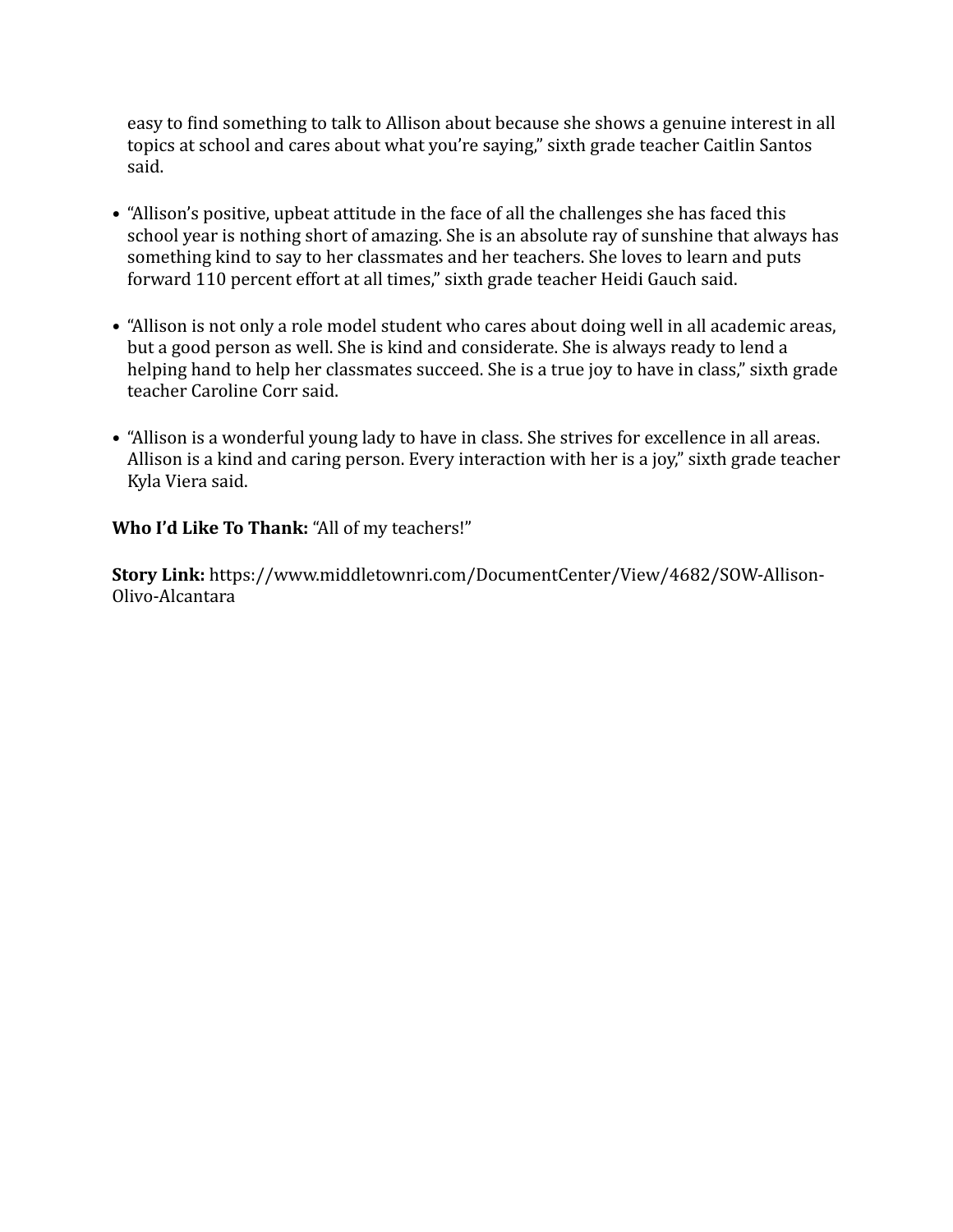easy to find something to talk to Allison about because she shows a genuine interest in all topics at school and cares about what you're saying," sixth grade teacher Caitlin Santos said.

- "Allison's positive, upbeat attitude in the face of all the challenges she has faced this school year is nothing short of amazing. She is an absolute ray of sunshine that always has something kind to say to her classmates and her teachers. She loves to learn and puts forward 110 percent effort at all times," sixth grade teacher Heidi Gauch said.

- "Allison is not only a role model student who cares about doing well in all academic areas, but a good person as well. She is kind and considerate. She is always ready to lend a helping hand to help her classmates succeed. She is a true joy to have in class," sixth grade teacher Caroline Corr said.

- "Allison is a wonderful young lady to have in class. She strives for excellence in all areas. Allison is a kind and caring person. Every interaction with her is a joy," sixth grade teacher Kyla Viera said.

**Who I'd Like To Thank:** "All of my teachers!"

**Story Link:** https://www.middletownri.com/DocumentCenter/View/4682/SOW-Allison-Olivo-Alcantara